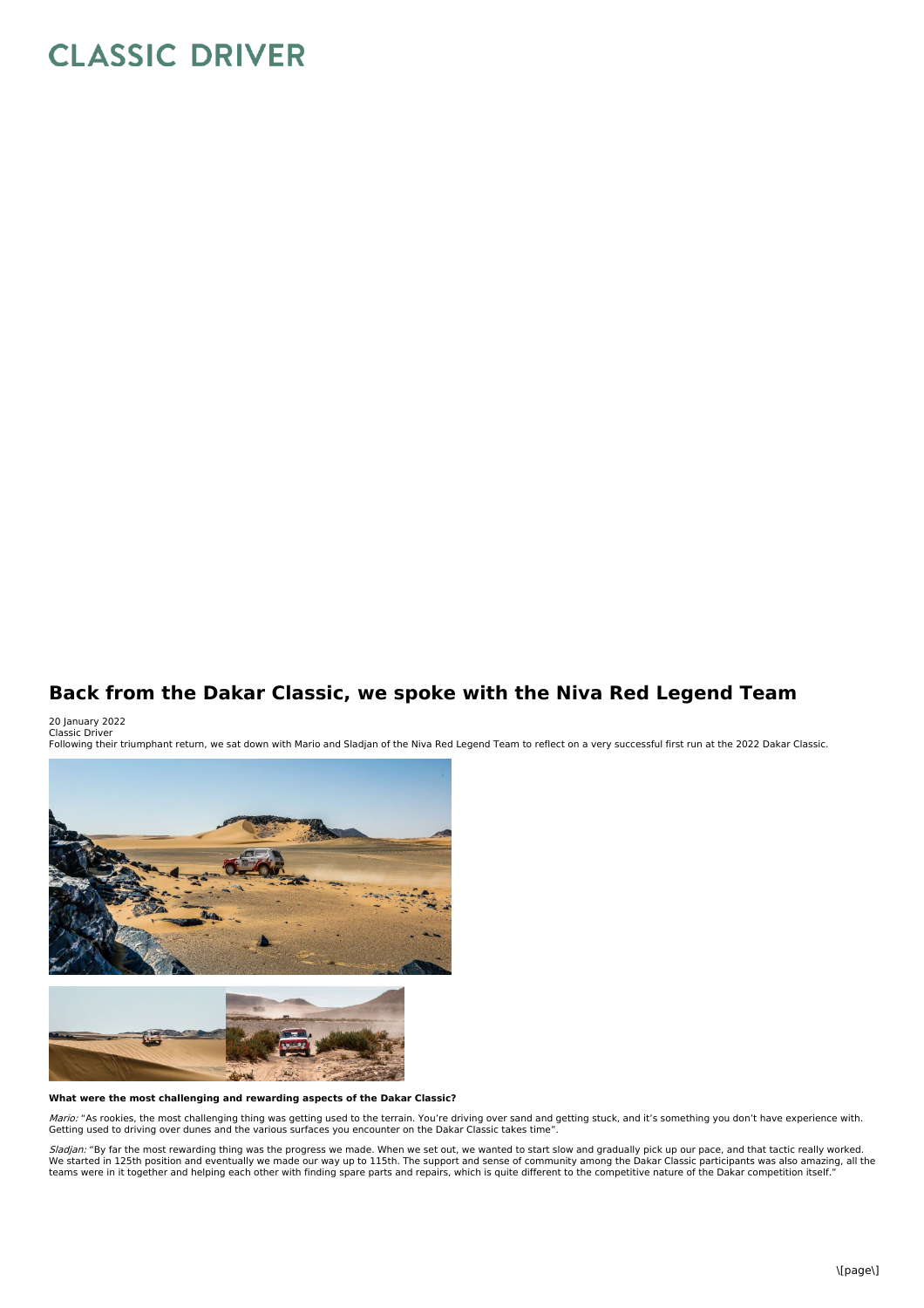# Back from the Dakar Classic, we spoke with the Niva Red Legend Team

20 January 2022
Classic Driver
Following their triumphant return, we sat down with Mario and Sladjan of the Niva Red Legend Team to reflect on a very successful first run at the 2022 Dakar Classic.

**What were the most challenging and rewarding aspects of the Dakar Classic?**

*Mario:* "As rookies, the most challenging thing was getting used to the terrain. You're driving over sand and getting stuck, and it's something you don't have experience with. Getting used to driving over dunes and the various surfaces you encounter on the Dakar Classic takes time".

*Sladjan:* "By far the most rewarding thing was the progress we made. When we set out, we wanted to start slow and gradually pick up our pace, and that tactic really worked. We started in 125th position and eventually we made our way up to 115th. The support and sense of community among the Dakar Classic participants was also amazing, all the teams were in it together and helping each other with finding spare parts and repairs, which is quite different to the competitive nature of the Dakar competition itself."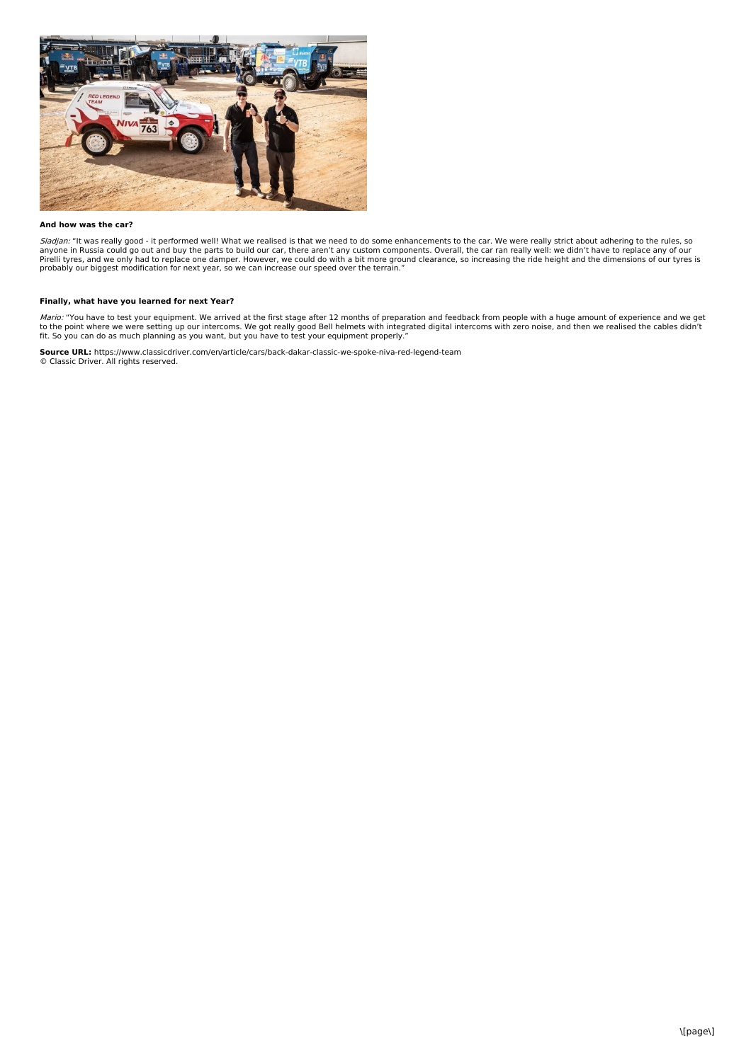**And how was the car?**

*Sladjan:* "It was really good - it performed well! What we realised is that we need to do some enhancements to the car. We were really strict about adhering to the rules, so anyone in Russia could go out and buy the parts to build our car, there aren't any custom components. Overall, the car ran really well: we didn't have to replace any of our Pirelli tyres, and we only had to replace one damper. However, we could do with a bit more ground clearance, so increasing the ride height and the dimensions of our tyres is probably our biggest modification for next year, so we can increase our speed over the terrain."

**Finally, what have you learned for next Year?**

*Mario:* "You have to test your equipment. We arrived at the first stage after 12 months of preparation and feedback from people with a huge amount of experience and we get to the point where we were setting up our intercoms. We got really good Bell helmets with integrated digital intercoms with zero noise, and then we realised the cables didn't fit. So you can do as much planning as you want, but you have to test your equipment properly."

**Source URL:** https://www.classicdriver.com/en/article/cars/back-dakar-classic-we-spoke-niva-red-legend-team
© Classic Driver. All rights reserved.